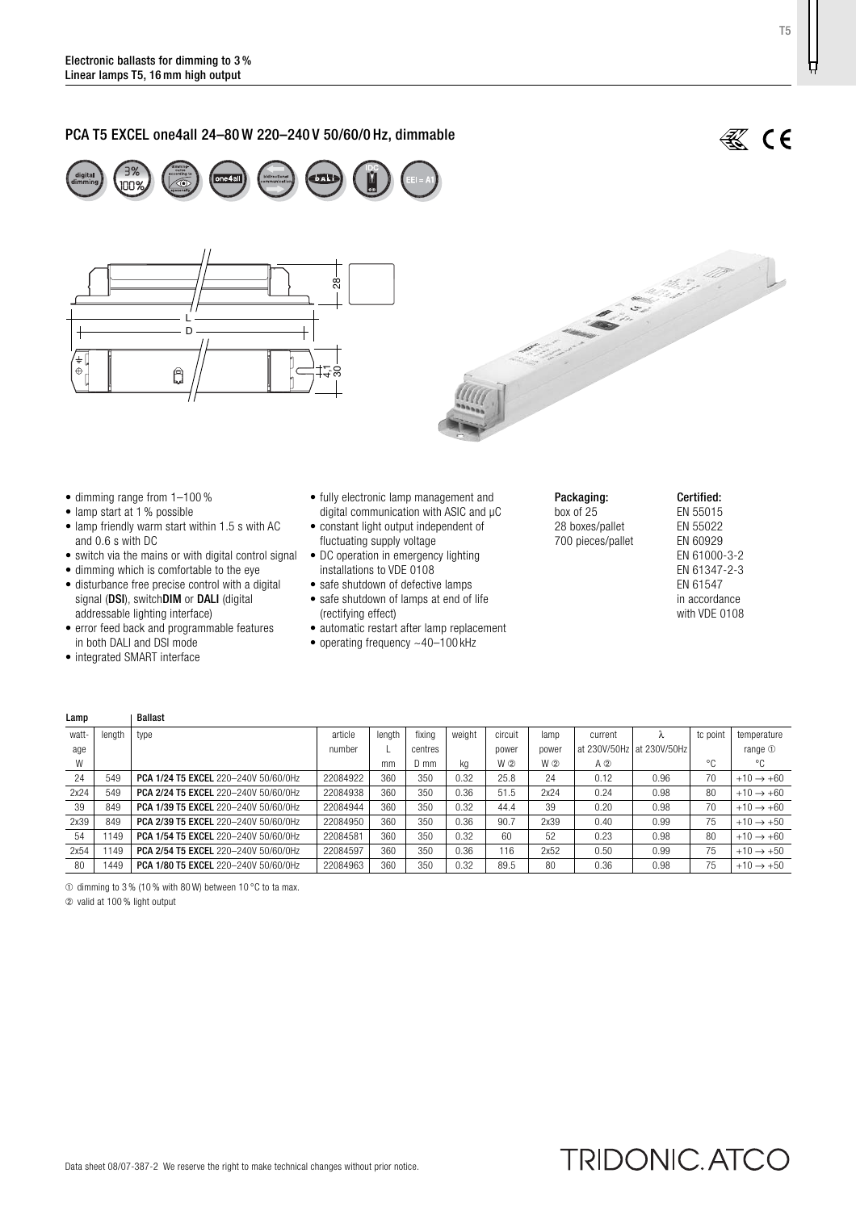**Electronic ballasts for dimming to 3 %**
**Linear lamps T5, 16 mm high output**

## PCA T5 EXCEL one4all 24–80 W 220–240 V 50/60/0 Hz, dimmable

- dimming range from 1–100 %
- lamp start at 1 % possible
- lamp friendly warm start within 1.5 s with AC and 0.6 s with DC
- switch via the mains or with digital control signal
- dimming which is comfortable to the eye
- disturbance free precise control with a digital signal (**DSI**), switch**DIM** or **DALI** (digital addressable lighting interface)
- error feed back and programmable features in both DALI and DSI mode
- integrated SMART interface
- fully electronic lamp management and digital communication with ASIC and µC
- constant light output independent of fluctuating supply voltage
- DC operation in emergency lighting installations to VDE 0108
- safe shutdown of defective lamps
- safe shutdown of lamps at end of life (rectifying effect)
- automatic restart after lamp replacement
- operating frequency ~40–100 kHz

**Packaging:**
box of 25
28 boxes/pallet
700 pieces/pallet

**Certified:**
EN 55015
EN 55022
EN 60929
EN 61000-3-2
EN 61347-2-3
EN 61547
in accordance with VDE 0108

| Lamp | | Ballast | | | | | | | | | | |
|---|---|---|---|---|---|---|---|---|---|---|---|---|
| wattage | length | type | article number | length L | fixing centres | weight | circuit power | lamp power | current at 230V/50Hz | λ at 230V/50Hz | tc point | temperature range ① |
| W | | | | mm | D mm | kg | W ② | W ② | A ② | | °C | °C |
| 24 | 549 | **PCA 1/24 T5 EXCEL** 220–240V 50/60/0Hz | 22084922 | 360 | 350 | 0.32 | 25.8 | 24 | 0.12 | 0.96 | 70 | +10 → +60 |
| 2x24 | 549 | **PCA 2/24 T5 EXCEL** 220–240V 50/60/0Hz | 22084938 | 360 | 350 | 0.36 | 51.5 | 2x24 | 0.24 | 0.98 | 80 | +10 → +60 |
| 39 | 849 | **PCA 1/39 T5 EXCEL** 220–240V 50/60/0Hz | 22084944 | 360 | 350 | 0.32 | 44.4 | 39 | 0.20 | 0.98 | 70 | +10 → +60 |
| 2x39 | 849 | **PCA 2/39 T5 EXCEL** 220–240V 50/60/0Hz | 22084950 | 360 | 350 | 0.36 | 90.7 | 2x39 | 0.40 | 0.99 | 75 | +10 → +50 |
| 54 | 1149 | **PCA 1/54 T5 EXCEL** 220–240V 50/60/0Hz | 22084581 | 360 | 350 | 0.32 | 60 | 52 | 0.23 | 0.98 | 80 | +10 → +60 |
| 2x54 | 1149 | **PCA 2/54 T5 EXCEL** 220–240V 50/60/0Hz | 22084597 | 360 | 350 | 0.36 | 116 | 2x52 | 0.50 | 0.99 | 75 | +10 → +50 |
| 80 | 1449 | **PCA 1/80 T5 EXCEL** 220–240V 50/60/0Hz | 22084963 | 360 | 350 | 0.32 | 89.5 | 80 | 0.36 | 0.98 | 75 | +10 → +50 |

① dimming to 3 % (10 % with 80 W) between 10 °C to ta max.

② valid at 100 % light output

Data sheet 08/07-387-2 We reserve the right to make technical changes without prior notice.

TRIDONIC.ATCO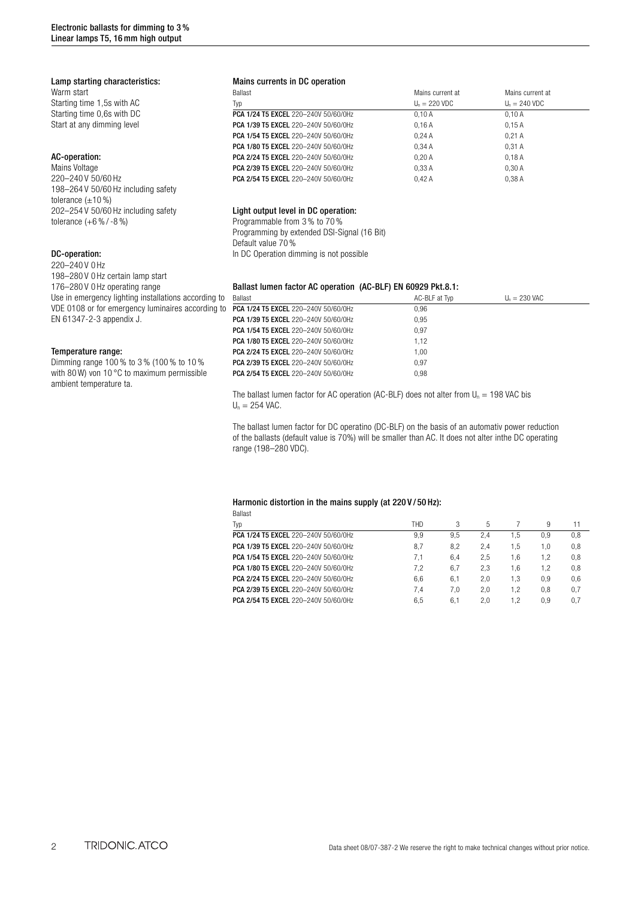# Electronic ballasts for dimming to 3 %
## Linear lamps T5, 16 mm high output

### Lamp starting characteristics:
Warm start
Starting time 1,5s with AC
Starting time 0,6s with DC
Start at any dimming level

### AC-operation:
Mains Voltage
220–240 V 50/60 Hz
198–264 V 50/60 Hz including safety tolerance (±10 %)
202–254 V 50/60 Hz including safety tolerance (+6 % / -8 %)

### DC-operation:
220–240 V 0 Hz
198–280 V 0 Hz certain lamp start
176–280 V 0 Hz operating range
Use in emergency lighting installations according to VDE 0108 or for emergency luminaires according to EN 61347-2-3 appendix J.

### Temperature range:
Dimming range 100 % to 3 % (100 % to 10 % with 80 W) von 10 °C to maximum permissible ambient temperature ta.

### Mains currents in DC operation

| Ballast Typ | Mains current at $U_n$ = 220 VDC | Mains current at $U_n$ = 240 VDC |
|---|---|---|
| **PCA 1/24 T5 EXCEL** 220–240V 50/60/0Hz | 0,10 A | 0,10 A |
| **PCA 1/39 T5 EXCEL** 220–240V 50/60/0Hz | 0,16 A | 0,15 A |
| **PCA 1/54 T5 EXCEL** 220–240V 50/60/0Hz | 0,24 A | 0,21 A |
| **PCA 1/80 T5 EXCEL** 220–240V 50/60/0Hz | 0,34 A | 0,31 A |
| **PCA 2/24 T5 EXCEL** 220–240V 50/60/0Hz | 0,20 A | 0,18 A |
| **PCA 2/39 T5 EXCEL** 220–240V 50/60/0Hz | 0,33 A | 0,30 A |
| **PCA 2/54 T5 EXCEL** 220–240V 50/60/0Hz | 0,42 A | 0,38 A |

### Light output level in DC operation:
Programmable from 3 % to 70 %
Programming by extended DSI-Signal (16 Bit)
Default value 70 %
In DC Operation dimming is not possible

### Ballast lumen factor AC operation (AC-BLF) EN 60929 Pkt.8.1:

| Ballast | AC-BLF at Typ | $U_n$ = 230 VAC |
|---|---|---|
| **PCA 1/24 T5 EXCEL** 220–240V 50/60/0Hz | 0,96 | |
| **PCA 1/39 T5 EXCEL** 220–240V 50/60/0Hz | 0,95 | |
| **PCA 1/54 T5 EXCEL** 220–240V 50/60/0Hz | 0,97 | |
| **PCA 1/80 T5 EXCEL** 220–240V 50/60/0Hz | 1,12 | |
| **PCA 2/24 T5 EXCEL** 220–240V 50/60/0Hz | 1,00 | |
| **PCA 2/39 T5 EXCEL** 220–240V 50/60/0Hz | 0,97 | |
| **PCA 2/54 T5 EXCEL** 220–240V 50/60/0Hz | 0,98 | |

The ballast lumen factor for AC operation (AC-BLF) does not alter from $U_n$ = 198 VAC bis $U_n$ = 254 VAC.

The ballast lumen factor for DC operatino (DC-BLF) on the basis of an automativ power reduction of the ballasts (default value is 70%) will be smaller than AC. It does not alter inthe DC operating range (198–280 VDC).

### Harmonic distortion in the mains supply (at 220 V / 50 Hz):

| Ballast Typ | THD | 3 | 5 | 7 | 9 | 11 |
|---|---|---|---|---|---|---|
| **PCA 1/24 T5 EXCEL** 220–240V 50/60/0Hz | 9,9 | 9,5 | 2,4 | 1,5 | 0,9 | 0,8 |
| **PCA 1/39 T5 EXCEL** 220–240V 50/60/0Hz | 8,7 | 8,2 | 2,4 | 1,5 | 1,0 | 0,8 |
| **PCA 1/54 T5 EXCEL** 220–240V 50/60/0Hz | 7,1 | 6,4 | 2,5 | 1,6 | 1,2 | 0,8 |
| **PCA 1/80 T5 EXCEL** 220–240V 50/60/0Hz | 7,2 | 6,7 | 2,3 | 1,6 | 1,2 | 0,8 |
| **PCA 2/24 T5 EXCEL** 220–240V 50/60/0Hz | 6,6 | 6,1 | 2,0 | 1,3 | 0,9 | 0,6 |
| **PCA 2/39 T5 EXCEL** 220–240V 50/60/0Hz | 7,4 | 7,0 | 2,0 | 1,2 | 0,8 | 0,7 |
| **PCA 2/54 T5 EXCEL** 220–240V 50/60/0Hz | 6,5 | 6,1 | 2,0 | 1,2 | 0,9 | 0,7 |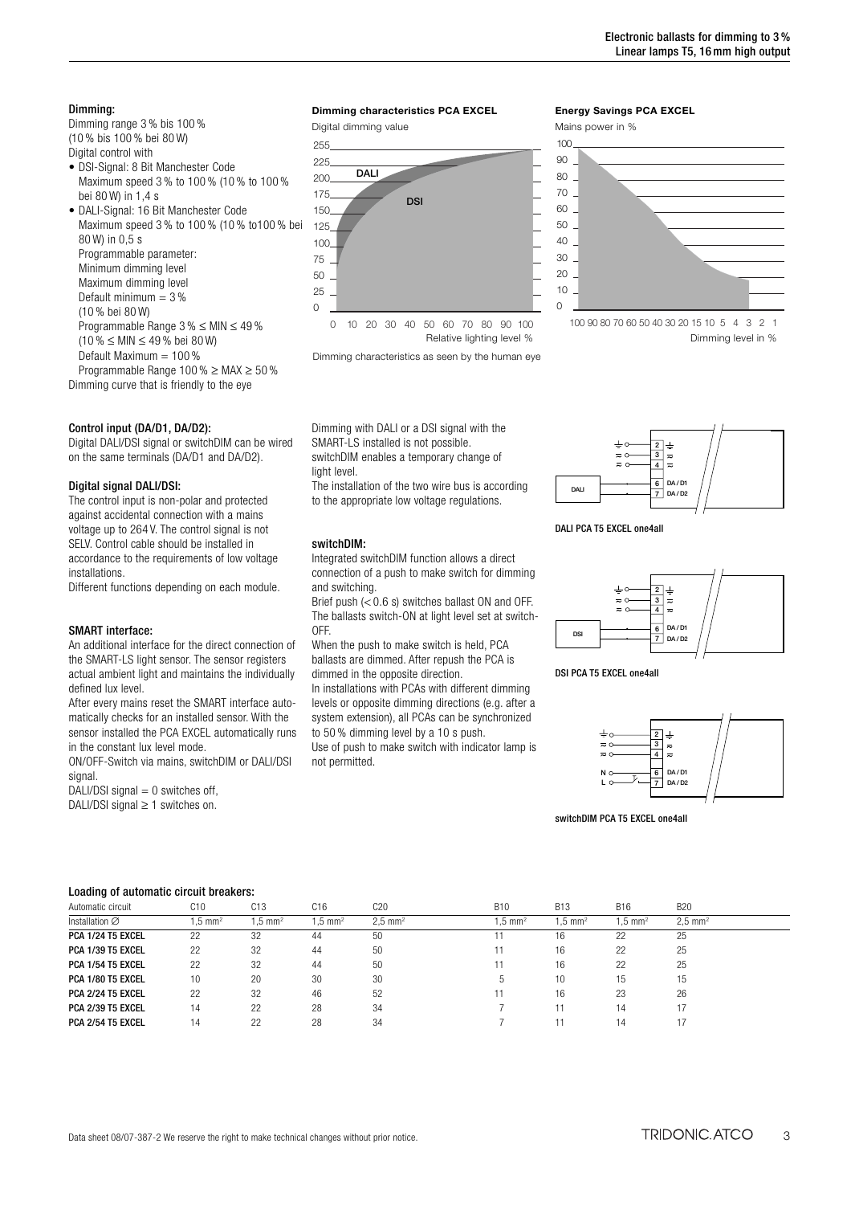## Dimming:

Dimming range 3 % bis 100 %
(10 % bis 100 % bei 80 W)
Digital control with

- DSI-Signal: 8 Bit Manchester Code
  Maximum speed 3 % to 100 % (10 % to 100 % bei 80 W) in 1,4 s
- DALI-Signal: 16 Bit Manchester Code
  Maximum speed 3 % to 100 % (10 % to100 % bei 80 W) in 0,5 s
  Programmable parameter:
  Minimum dimming level
  Maximum dimming level
  Default minimum = 3 %
  (10 % bei 80 W)
  Programmable Range 3 % ≤ MIN ≤ 49 %
  (10 % ≤ MIN ≤ 49 % bei 80 W)
  Default Maximum = 100 %
  Programmable Range 100 % ≥ MAX ≥ 50 %

Dimming curve that is friendly to the eye

**Dimming characteristics PCA EXCEL**

Digital dimming value

DALI

DSI

Relative lighting level %

Dimming characteristics as seen by the human eye

**Energy Savings PCA EXCEL**

Mains power in %

Dimming level in %

## Control input (DA/D1, DA/D2):

Digital DALI/DSI signal or switchDIM can be wired on the same terminals (DA/D1 and DA/D2).

## Digital signal DALI/DSI:

The control input is non-polar and protected against accidental connection with a mains voltage up to 264 V. The control signal is not SELV. Control cable should be installed in accordance to the requirements of low voltage installations.

Different functions depending on each module.

## SMART interface:

An additional interface for the direct connection of the SMART-LS light sensor. The sensor registers actual ambient light and maintains the individually defined lux level.

After every mains reset the SMART interface automatically checks for an installed sensor. With the sensor installed the PCA EXCEL automatically runs in the constant lux level mode.

ON/OFF-Switch via mains, switchDIM or DALI/DSI signal.

DALI/DSI signal = 0 switches off,
DALI/DSI signal ≥ 1 switches on.

Dimming with DALI or a DSI signal with the SMART-LS installed is not possible.
switchDIM enables a temporary change of light level.
The installation of the two wire bus is according to the appropriate low voltage regulations.

## switchDIM:

Integrated switchDIM function allows a direct connection of a push to make switch for dimming and switching.

Brief push (< 0.6 s) switches ballast ON and OFF. The ballasts switch-ON at light level set at switch-OFF.

When the push to make switch is held, PCA ballasts are dimmed. After repush the PCA is dimmed in the opposite direction.

In installations with PCAs with different dimming levels or opposite dimming directions (e.g. after a system extension), all PCAs can be synchronized to 50 % dimming level by a 10 s push.

Use of push to make switch with indicator lamp is not permitted.

**DALI PCA T5 EXCEL one4all**

**DSI PCA T5 EXCEL one4all**

**switchDIM PCA T5 EXCEL one4all**

## Loading of automatic circuit breakers:

| Automatic circuit | C10 | C13 | C16 | C20 | B10 | B13 | B16 | B20 |
|---|---|---|---|---|---|---|---|---|
| Installation ∅ | 1,5 mm² | 1,5 mm² | 1,5 mm² | 2,5 mm² | 1,5 mm² | 1,5 mm² | 1,5 mm² | 2,5 mm² |
| **PCA 1/24 T5 EXCEL** | 22 | 32 | 44 | 50 | 11 | 16 | 22 | 25 |
| **PCA 1/39 T5 EXCEL** | 22 | 32 | 44 | 50 | 11 | 16 | 22 | 25 |
| **PCA 1/54 T5 EXCEL** | 22 | 32 | 44 | 50 | 11 | 16 | 22 | 25 |
| **PCA 1/80 T5 EXCEL** | 10 | 20 | 30 | 30 | 5 | 10 | 15 | 15 |
| **PCA 2/24 T5 EXCEL** | 22 | 32 | 46 | 52 | 11 | 16 | 23 | 26 |
| **PCA 2/39 T5 EXCEL** | 14 | 22 | 28 | 34 | 7 | 11 | 14 | 17 |
| **PCA 2/54 T5 EXCEL** | 14 | 22 | 28 | 34 | 7 | 11 | 14 | 17 |

Data sheet 08/07-387-2 We reserve the right to make technical changes without prior notice.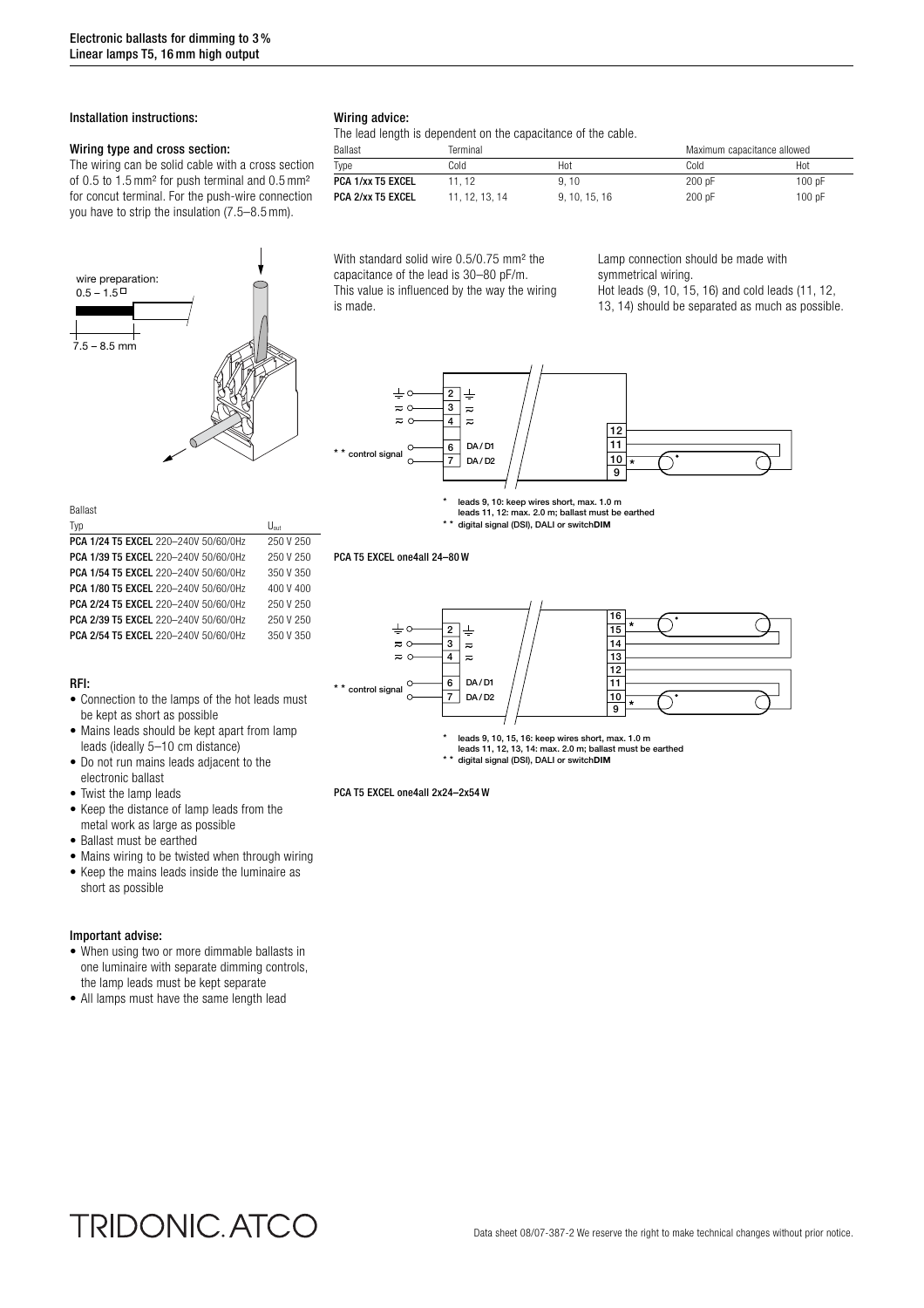### Installation instructions:

#### Wiring type and cross section:

The wiring can be solid cable with a cross section of 0.5 to 1.5 mm² for push terminal and 0.5 mm² for concut terminal. For the push-wire connection you have to strip the insulation (7.5–8.5 mm).

wire preparation:
0.5 – 1.5□
7.5 – 8.5 mm

| Ballast | |
|---|---|
| Typ | $U_{out}$ |
| **PCA 1/24 T5 EXCEL** 220–240V 50/60/0Hz | 250 V 250 |
| **PCA 1/39 T5 EXCEL** 220–240V 50/60/0Hz | 250 V 250 |
| **PCA 1/54 T5 EXCEL** 220–240V 50/60/0Hz | 350 V 350 |
| **PCA 1/80 T5 EXCEL** 220–240V 50/60/0Hz | 400 V 400 |
| **PCA 2/24 T5 EXCEL** 220–240V 50/60/0Hz | 250 V 250 |
| **PCA 2/39 T5 EXCEL** 220–240V 50/60/0Hz | 250 V 250 |
| **PCA 2/54 T5 EXCEL** 220–240V 50/60/0Hz | 350 V 350 |

#### RFI:

- Connection to the lamps of the hot leads must be kept as short as possible
- Mains leads should be kept apart from lamp leads (ideally 5–10 cm distance)
- Do not run mains leads adjacent to the electronic ballast
- Twist the lamp leads
- Keep the distance of lamp leads from the metal work as large as possible
- Ballast must be earthed
- Mains wiring to be twisted when through wiring
- Keep the mains leads inside the luminaire as short as possible

#### Important advise:

- When using two or more dimmable ballasts in one luminaire with separate dimming controls, the lamp leads must be kept separate
- All lamps must have the same length lead

### Wiring advice:

The lead length is dependent on the capacitance of the cable.

| Ballast | Terminal | | Maximum capacitance allowed | |
|---|---|---|---|---|
| Type | Cold | Hot | Cold | Hot |
| **PCA 1/xx T5 EXCEL** | 11, 12 | 9, 10 | 200 pF | 100 pF |
| **PCA 2/xx T5 EXCEL** | 11, 12, 13, 14 | 9, 10, 15, 16 | 200 pF | 100 pF |

With standard solid wire 0.5/0.75 mm² the capacitance of the lead is 30–80 pF/m. This value is influenced by the way the wiring is made.

Lamp connection should be made with symmetrical wiring.
Hot leads (9, 10, 15, 16) and cold leads (11, 12, 13, 14) should be separated as much as possible.

2 ⏚
3 ≈
4 ≈
** control signal
6 DA/D1
7 DA/D2
12
11
10 *
9

\* leads 9, 10: keep wires short, max. 1.0 m
leads 11, 12: max. 2.0 m; ballast must be earthed
\*\* digital signal (DSI), DALI or switch**DIM**

**PCA T5 EXCEL one4all 24–80 W**

2 ⏚
3 ≈
4 ≈
** control signal
6 DA/D1
7 DA/D2
16
15 *
14
13
12
11
10 *
9

\* leads 9, 10, 15, 16: keep wires short, max. 1.0 m
leads 11, 12, 13, 14: max. 2.0 m; ballast must be earthed
\*\* digital signal (DSI), DALI or switch**DIM**

**PCA T5 EXCEL one4all 2x24–2x54 W**